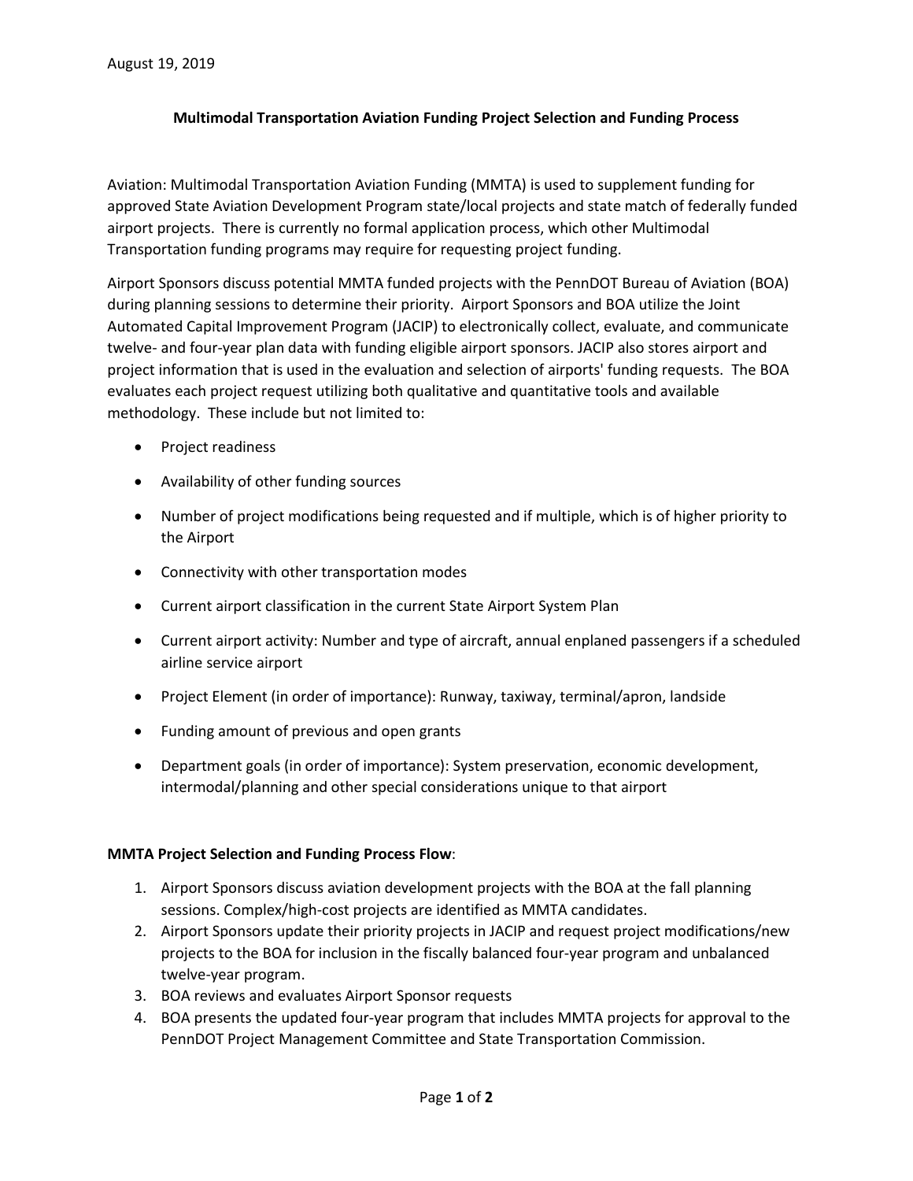August 19, 2019

**Multimodal Transportation Aviation Funding Project Selection and Funding Process**

Aviation: Multimodal Transportation Aviation Funding (MMTA) is used to supplement funding for approved State Aviation Development Program state/local projects and state match of federally funded airport projects. There is currently no formal application process, which other Multimodal Transportation funding programs may require for requesting project funding.

Airport Sponsors discuss potential MMTA funded projects with the PennDOT Bureau of Aviation (BOA) during planning sessions to determine their priority. Airport Sponsors and BOA utilize the Joint Automated Capital Improvement Program (JACIP) to electronically collect, evaluate, and communicate twelve- and four-year plan data with funding eligible airport sponsors. JACIP also stores airport and project information that is used in the evaluation and selection of airports' funding requests. The BOA evaluates each project request utilizing both qualitative and quantitative tools and available methodology. These include but not limited to:

- Project readiness
- Availability of other funding sources
- Number of project modifications being requested and if multiple, which is of higher priority to the Airport
- Connectivity with other transportation modes
- Current airport classification in the current State Airport System Plan
- Current airport activity: Number and type of aircraft, annual enplaned passengers if a scheduled airline service airport
- Project Element (in order of importance): Runway, taxiway, terminal/apron, landside
- Funding amount of previous and open grants
- Department goals (in order of importance): System preservation, economic development, intermodal/planning and other special considerations unique to that airport

**MMTA Project Selection and Funding Process Flow**:

1. Airport Sponsors discuss aviation development projects with the BOA at the fall planning sessions. Complex/high-cost projects are identified as MMTA candidates.
2. Airport Sponsors update their priority projects in JACIP and request project modifications/new projects to the BOA for inclusion in the fiscally balanced four-year program and unbalanced twelve-year program.
3. BOA reviews and evaluates Airport Sponsor requests
4. BOA presents the updated four-year program that includes MMTA projects for approval to the PennDOT Project Management Committee and State Transportation Commission.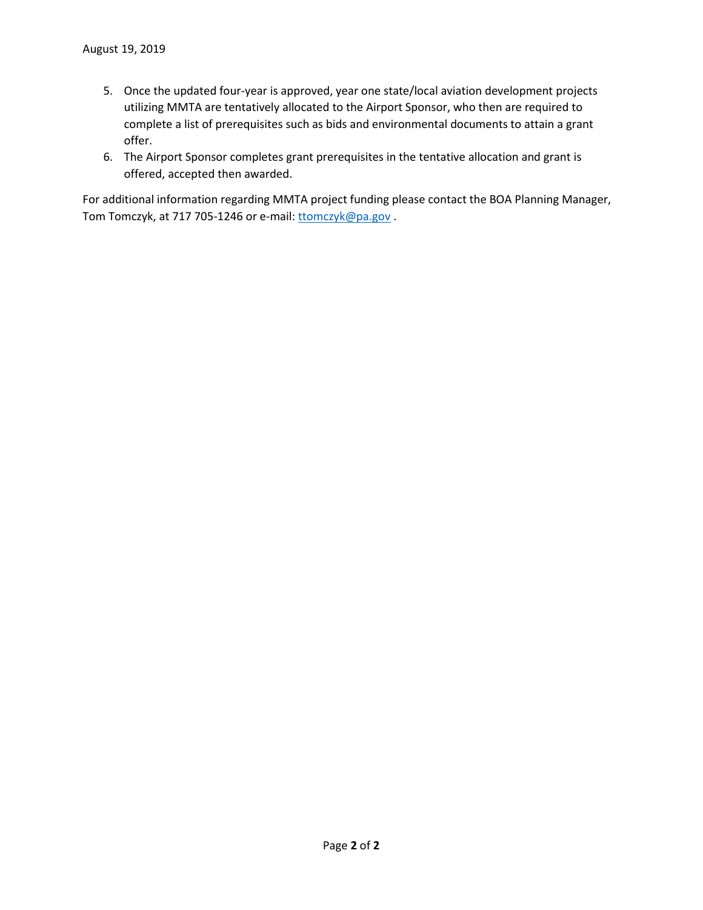5. Once the updated four-year is approved, year one state/local aviation development projects utilizing MMTA are tentatively allocated to the Airport Sponsor, who then are required to complete a list of prerequisites such as bids and environmental documents to attain a grant offer.
6. The Airport Sponsor completes grant prerequisites in the tentative allocation and grant is offered, accepted then awarded.

For additional information regarding MMTA project funding please contact the BOA Planning Manager, Tom Tomczyk, at 717 705-1246 or e-mail: [ttomczyk@pa.gov](mailto:ttomczyk@pa.gov) .